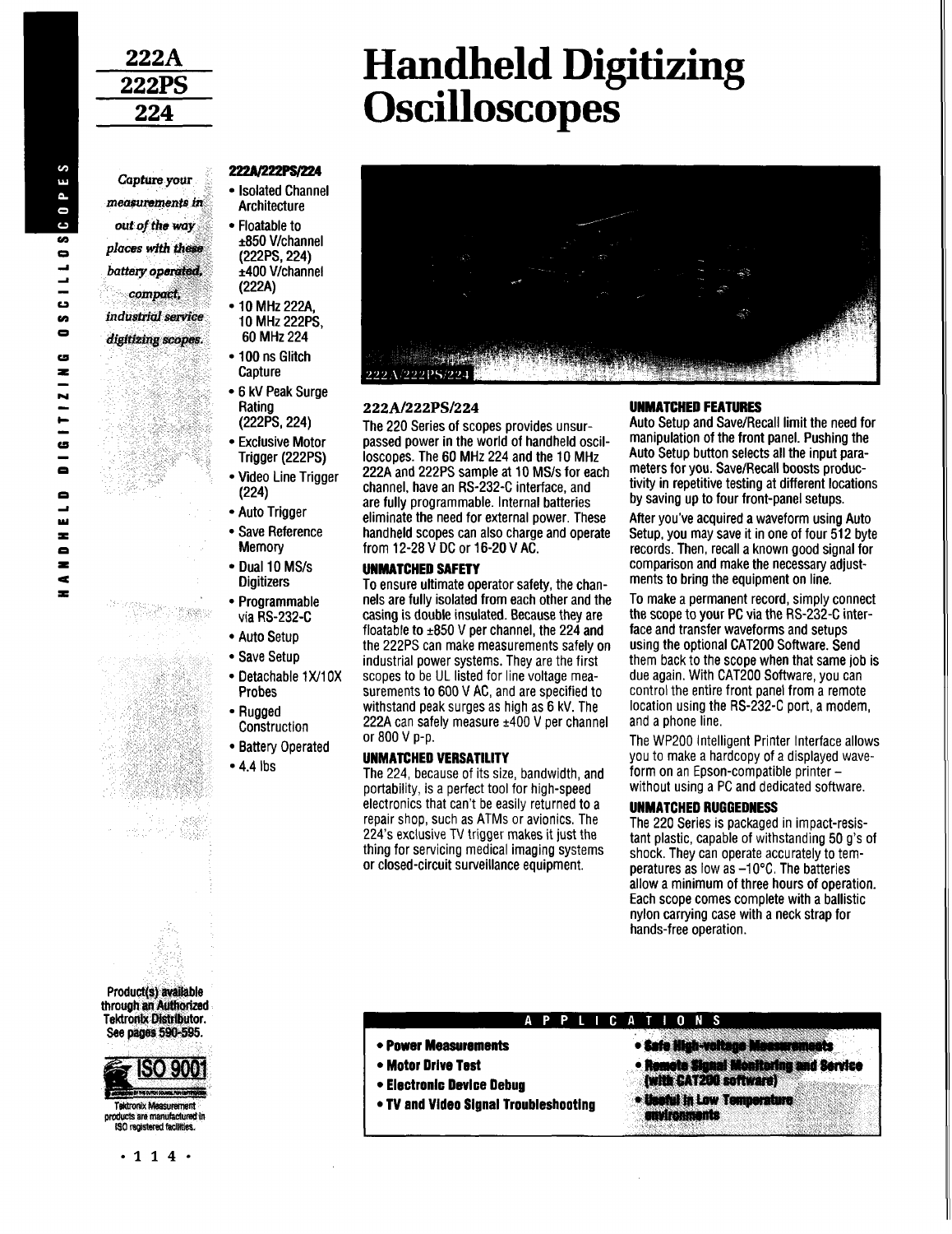# 222A / 222PS / 224

# Handheld Digitizing Oscilloscopes

*Capture your measurements in out of the way places with these battery operated, compact, industrial service digitizing scopes.*

**222A/222PS/224**

- Isolated Channel Architecture
- Floatable to ±850 V/channel (222PS, 224) ±400 V/channel (222A)
- 10 MHz 222A, 10 MHz 222PS, 60 MHz 224
- 100 ns Glitch Capture
- 6 kV Peak Surge Rating (222PS, 224)
- Exclusive Motor Trigger (222PS)
- Video Line Trigger (224)
- Auto Trigger
- Save Reference Memory
- Dual 10 MS/s Digitizers
- Programmable via RS-232-C
- Auto Setup
- Save Setup
- Detachable 1X/10X Probes
- Rugged Construction
- Battery Operated
- 4.4 lbs

222A/222PS/224

## 222A/222PS/224

The 220 Series of scopes provides unsurpassed power in the world of handheld oscilloscopes. The 60 MHz 224 and the 10 MHz 222A and 222PS sample at 10 MS/s for each channel, have an RS-232-C interface, and are fully programmable. Internal batteries eliminate the need for external power. These handheld scopes can also charge and operate from 12-28 V DC or 16-20 V AC.

### UNMATCHED SAFETY

To ensure ultimate operator safety, the channels are fully isolated from each other and the casing is double insulated. Because they are floatable to ±850 V per channel, the 224 and the 222PS can make measurements safely on industrial power systems. They are the first scopes to be UL listed for line voltage measurements to 600 V AC, and are specified to withstand peak surges as high as 6 kV. The 222A can safely measure ±400 V per channel or 800 V p-p.

### UNMATCHED VERSATILITY

The 224, because of its size, bandwidth, and portability, is a perfect tool for high-speed electronics that can't be easily returned to a repair shop, such as ATMs or avionics. The 224's exclusive TV trigger makes it just the thing for servicing medical imaging systems or closed-circuit surveillance equipment.

### UNMATCHED FEATURES

Auto Setup and Save/Recall limit the need for manipulation of the front panel. Pushing the Auto Setup button selects all the input parameters for you. Save/Recall boosts productivity in repetitive testing at different locations by saving up to four front-panel setups.

After you've acquired a waveform using Auto Setup, you may save it in one of four 512 byte records. Then, recall a known good signal for comparison and make the necessary adjustments to bring the equipment on line.

To make a permanent record, simply connect the scope to your PC via the RS-232-C interface and transfer waveforms and setups using the optional CAT200 Software. Send them back to the scope when that same job is due again. With CAT200 Software, you can control the entire front panel from a remote location using the RS-232-C port, a modem, and a phone line.

The WP200 Intelligent Printer Interface allows you to make a hardcopy of a displayed waveform on an Epson-compatible printer – without using a PC and dedicated software.

### UNMATCHED RUGGEDNESS

The 220 Series is packaged in impact-resistant plastic, capable of withstanding 50 g's of shock. They can operate accurately to temperatures as low as –10°C. The batteries allow a minimum of three hours of operation. Each scope comes complete with a ballistic nylon carrying case with a neck strap for hands-free operation.

**Product(s) available through an Authorized Tektronix Distributor. See pages 590-595.**

ISO 9001

Tektronix Measurement products are manufactured in ISO registered facilities.

## APPLICATIONS

- **Power Measurements**
- **Motor Drive Test**
- **Electronic Device Debug**
- **TV and Video Signal Troubleshooting**
- **Safe High-voltage Measurements**
- **Remote Signal Monitoring and Service (with CAT200 software)**
- **Useful in Low Temperature environments**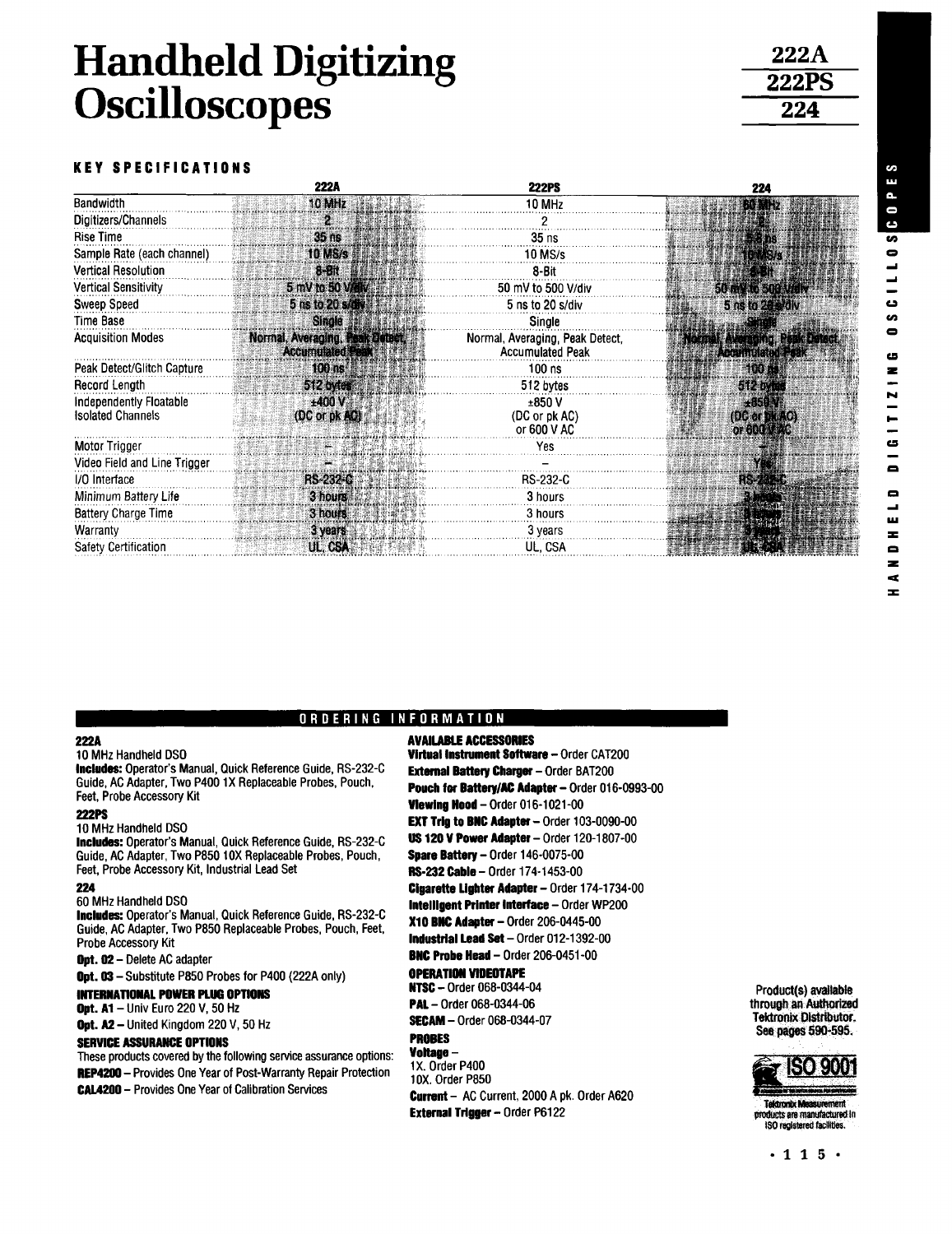# Handheld Digitizing Oscilloscopes

222A
222PS
224

## KEY SPECIFICATIONS

| | 222A | 222PS | 224 |
|---|---|---|---|
| Bandwidth | 10 MHz | 10 MHz | 60 MHz |
| Digitizers/Channels | 2 | 2 | 2 |
| Rise Time | 35 ns | 35 ns | 5.8 ns |
| Sample Rate (each channel) | 10 MS/s | 10 MS/s | 10 MS/s |
| Vertical Resolution | 8-Bit | 8-Bit | 8-Bit |
| Vertical Sensitivity | 5 mV to 50 V/div | 50 mV to 500 V/div | 50 mV to 500 V/div |
| Sweep Speed | 5 ns to 20 s/div | 5 ns to 20 s/div | 5 ns to 20 s/div |
| Time Base | Single | Single | Single |
| Acquisition Modes | Normal, Averaging, Peak Detect, Accumulated Peak | Normal, Averaging, Peak Detect, Accumulated Peak | Normal, Averaging, Peak Detect, Accumulated Peak |
| Peak Detect/Glitch Capture | 100 ns | 100 ns | 100 ns |
| Record Length | 512 bytes | 512 bytes | 512 bytes |
| Independently Floatable Isolated Channels | ±400 V (DC or pk AC) | ±850 V (DC or pk AC) or 600 V AC | ±850 V (DC or pk AC) or 600 V AC |
| Motor Trigger | – | Yes | – |
| Video Field and Line Trigger | – | – | Yes |
| I/O Interface | RS-232-C | RS-232-C | RS-232-C |
| Minimum Battery Life | 3 hours | 3 hours | 3 hours |
| Battery Charge Time | 3 hours | 3 hours | 3 hours |
| Warranty | 3 years | 3 years | 3 years |
| Safety Certification | UL, CSA | UL, CSA | UL, CSA |

## ORDERING INFORMATION

**222A**
10 MHz Handheld DSO
**Includes:** Operator's Manual, Quick Reference Guide, RS-232-C Guide, AC Adapter, Two P400 1X Replaceable Probes, Pouch, Feet, Probe Accessory Kit

**222PS**
10 MHz Handheld DSO
**Includes:** Operator's Manual, Quick Reference Guide, RS-232-C Guide, AC Adapter, Two P850 10X Replaceable Probes, Pouch, Feet, Probe Accessory Kit, Industrial Lead Set

**224**
60 MHz Handheld DSO
**Includes:** Operator's Manual, Quick Reference Guide, RS-232-C Guide, AC Adapter, Two P850 Replaceable Probes, Pouch, Feet, Probe Accessory Kit

**Opt. 02** – Delete AC adapter

**Opt. 03** – Substitute P850 Probes for P400 (222A only)

**INTERNATIONAL POWER PLUG OPTIONS**

**Opt. A1** – Univ Euro 220 V, 50 Hz

**Opt. A2** – United Kingdom 220 V, 50 Hz

**SERVICE ASSURANCE OPTIONS**
These products covered by the following service assurance options:

**REP4200** – Provides One Year of Post-Warranty Repair Protection

**CAL4200** – Provides One Year of Calibration Services

**AVAILABLE ACCESSORIES**

**Virtual Instrument Software** – Order CAT200
**External Battery Charger** – Order BAT200
**Pouch for Battery/AC Adapter** – Order 016-0993-00
**Viewing Hood** – Order 016-1021-00
**EXT Trig to BNC Adapter** – Order 103-0090-00
**US 120 V Power Adapter** – Order 120-1807-00
**Spare Battery** – Order 146-0075-00
**RS-232 Cable** – Order 174-1453-00
**Cigarette Lighter Adapter** – Order 174-1734-00
**Intelligent Printer Interface** – Order WP200
**X10 BNC Adapter** – Order 206-0445-00
**Industrial Lead Set** – Order 012-1392-00
**BNC Probe Head** – Order 206-0451-00

**OPERATION VIDEOTAPE**
**NTSC** – Order 068-0344-04
**PAL** – Order 068-0344-06
**SECAM** – Order 068-0344-07

**PROBES**
**Voltage** –
1X. Order P400
10X. Order P850
**Current** – AC Current, 2000 A pk. Order A620
**External Trigger** – Order P6122

Product(s) available through an Authorized Tektronix Distributor. See pages 590-595.

ISO 9001
Tektronix Measurement products are manufactured in ISO registered facilities.